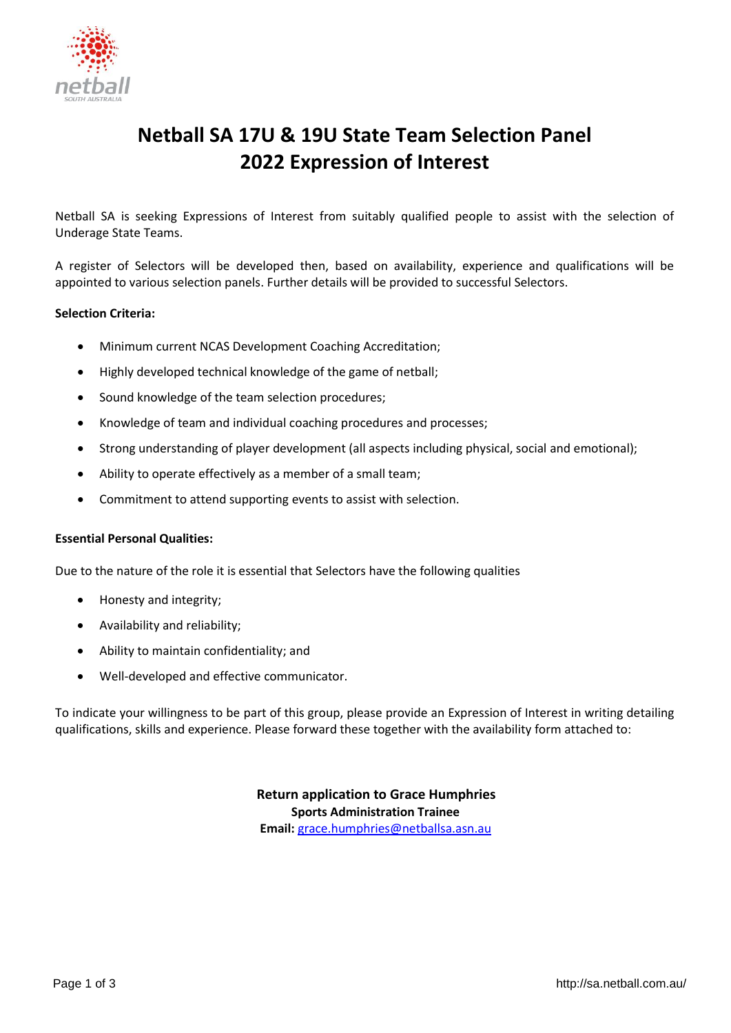# Netball SA 17U & 19U State Team Selection Panel
# 2022 Expression of Interest

Netball SA is seeking Expressions of Interest from suitably qualified people to assist with the selection of Underage State Teams.

A register of Selectors will be developed then, based on availability, experience and qualifications will be appointed to various selection panels. Further details will be provided to successful Selectors.

**Selection Criteria:**

- Minimum current NCAS Development Coaching Accreditation;
- Highly developed technical knowledge of the game of netball;
- Sound knowledge of the team selection procedures;
- Knowledge of team and individual coaching procedures and processes;
- Strong understanding of player development (all aspects including physical, social and emotional);
- Ability to operate effectively as a member of a small team;
- Commitment to attend supporting events to assist with selection.

**Essential Personal Qualities:**

Due to the nature of the role it is essential that Selectors have the following qualities

- Honesty and integrity;
- Availability and reliability;
- Ability to maintain confidentiality; and
- Well-developed and effective communicator.

To indicate your willingness to be part of this group, please provide an Expression of Interest in writing detailing qualifications, skills and experience. Please forward these together with the availability form attached to:

**Return application to Grace Humphries**
**Sports Administration Trainee**
**Email:** grace.humphries@netballsa.asn.au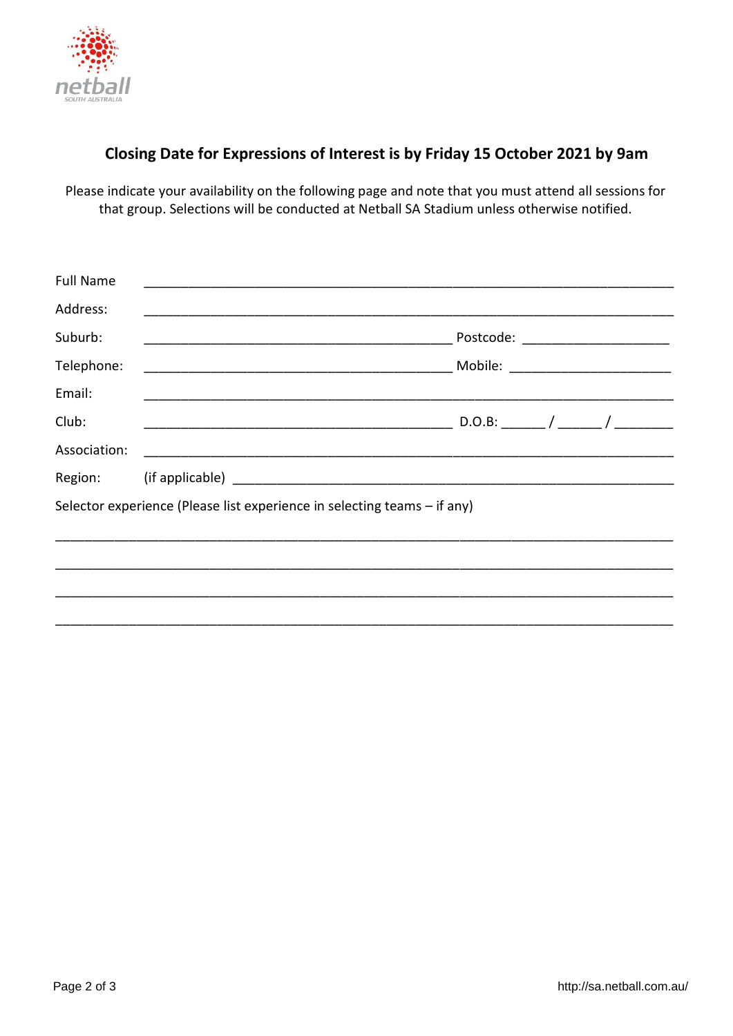## Closing Date for Expressions of Interest is by Friday 15 October 2021 by 9am

Please indicate your availability on the following page and note that you must attend all sessions for that group. Selections will be conducted at Netball SA Stadium unless otherwise notified.

Full Name ______________________________________________________________________

Address: ______________________________________________________________________

Suburb: ________________________________________ Postcode: ___________________

Telephone: ________________________________________ Mobile: ______________________

Email: ______________________________________________________________________

Club: ________________________________________ D.O.B: ______ / ______ / ________

Association: ______________________________________________________________________

Region: (if applicable) ___________________________________________________________

Selector experience (Please list experience in selecting teams – if any)

______________________________________________________________________________

______________________________________________________________________________

______________________________________________________________________________

______________________________________________________________________________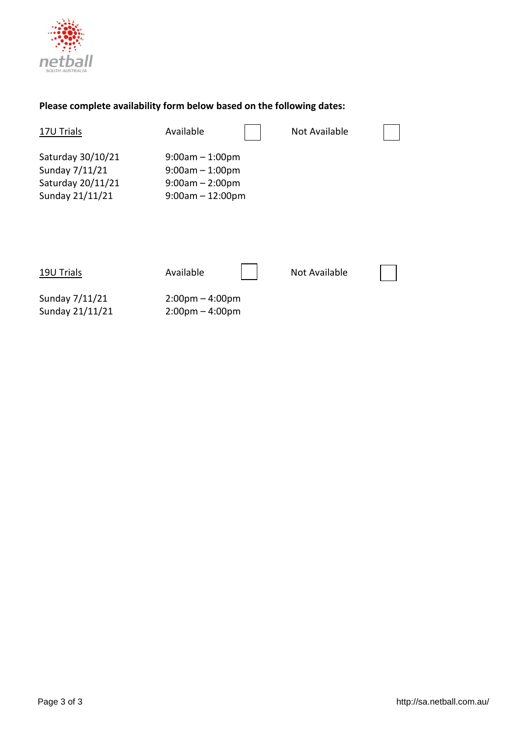**Please complete availability form below based on the following dates:**

| | | | | |
|---|---|---|---|---|
| <u>17U Trials</u> | Available | ☐ | Not Available | ☐ |
| Saturday 30/10/21 | 9:00am – 1:00pm | | | |
| Sunday 7/11/21 | 9:00am – 1:00pm | | | |
| Saturday 20/11/21 | 9:00am – 2:00pm | | | |
| Sunday 21/11/21 | 9:00am – 12:00pm | | | |

| | | | | |
|---|---|---|---|---|
| <u>19U Trials</u> | Available | ☐ | Not Available | ☐ |
| Sunday 7/11/21 | 2:00pm – 4:00pm | | | |
| Sunday 21/11/21 | 2:00pm – 4:00pm | | | |

http://sa.netball.com.au/